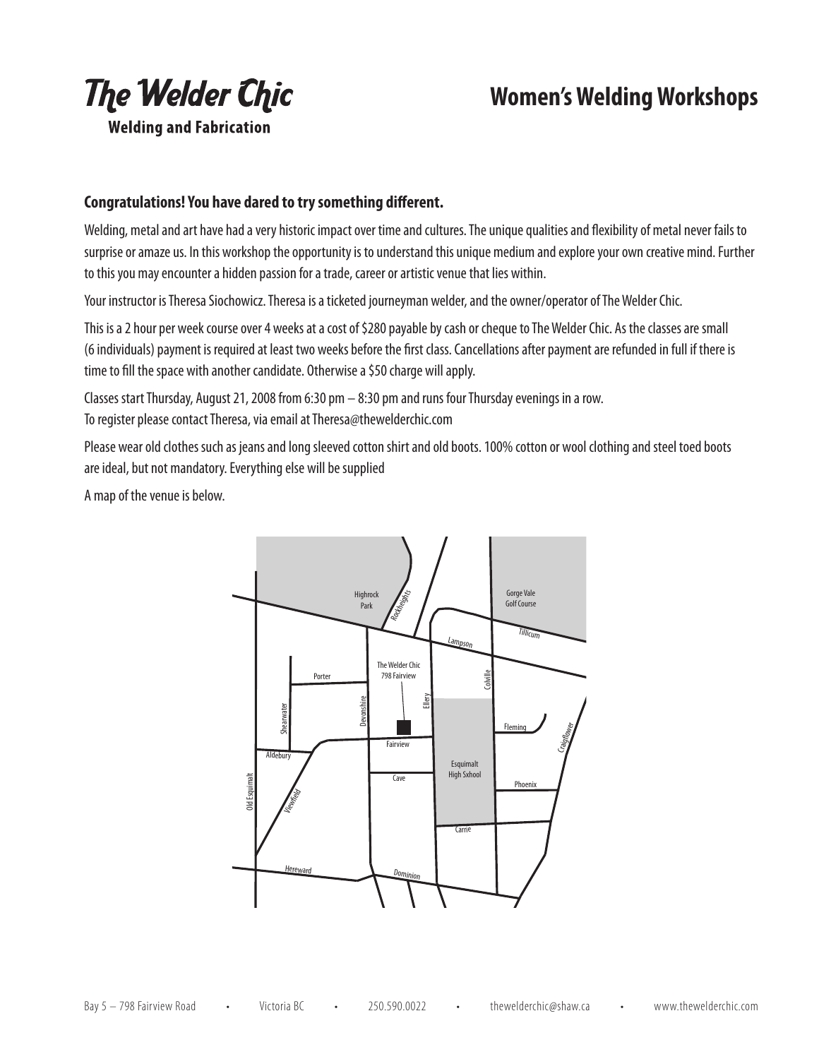# The Welder Chic

**Welding and Fabrication**

# Women's Welding Workshops

**Congratulations! You have dared to try something different.**

Welding, metal and art have had a very historic impact over time and cultures. The unique qualities and flexibility of metal never fails to surprise or amaze us. In this workshop the opportunity is to understand this unique medium and explore your own creative mind. Further to this you may encounter a hidden passion for a trade, career or artistic venue that lies within.

Your instructor is Theresa Siochowicz. Theresa is a ticketed journeyman welder, and the owner/operator of The Welder Chic.

This is a 2 hour per week course over 4 weeks at a cost of $280 payable by cash or cheque to The Welder Chic. As the classes are small (6 individuals) payment is required at least two weeks before the first class. Cancellations after payment are refunded in full if there is time to fill the space with another candidate. Otherwise a $50 charge will apply.

Classes start Thursday, August 21, 2008 from 6:30 pm – 8:30 pm and runs four Thursday evenings in a row.
To register please contact Theresa, via email at Theresa@thewelderchic.com

Please wear old clothes such as jeans and long sleeved cotton shirt and old boots. 100% cotton or wool clothing and steel toed boots are ideal, but not mandatory. Everything else will be supplied

A map of the venue is below.

Bay 5 – 798 Fairview Road • Victoria BC • 250.590.0022 • thewelderchic@shaw.ca • www.thewelderchic.com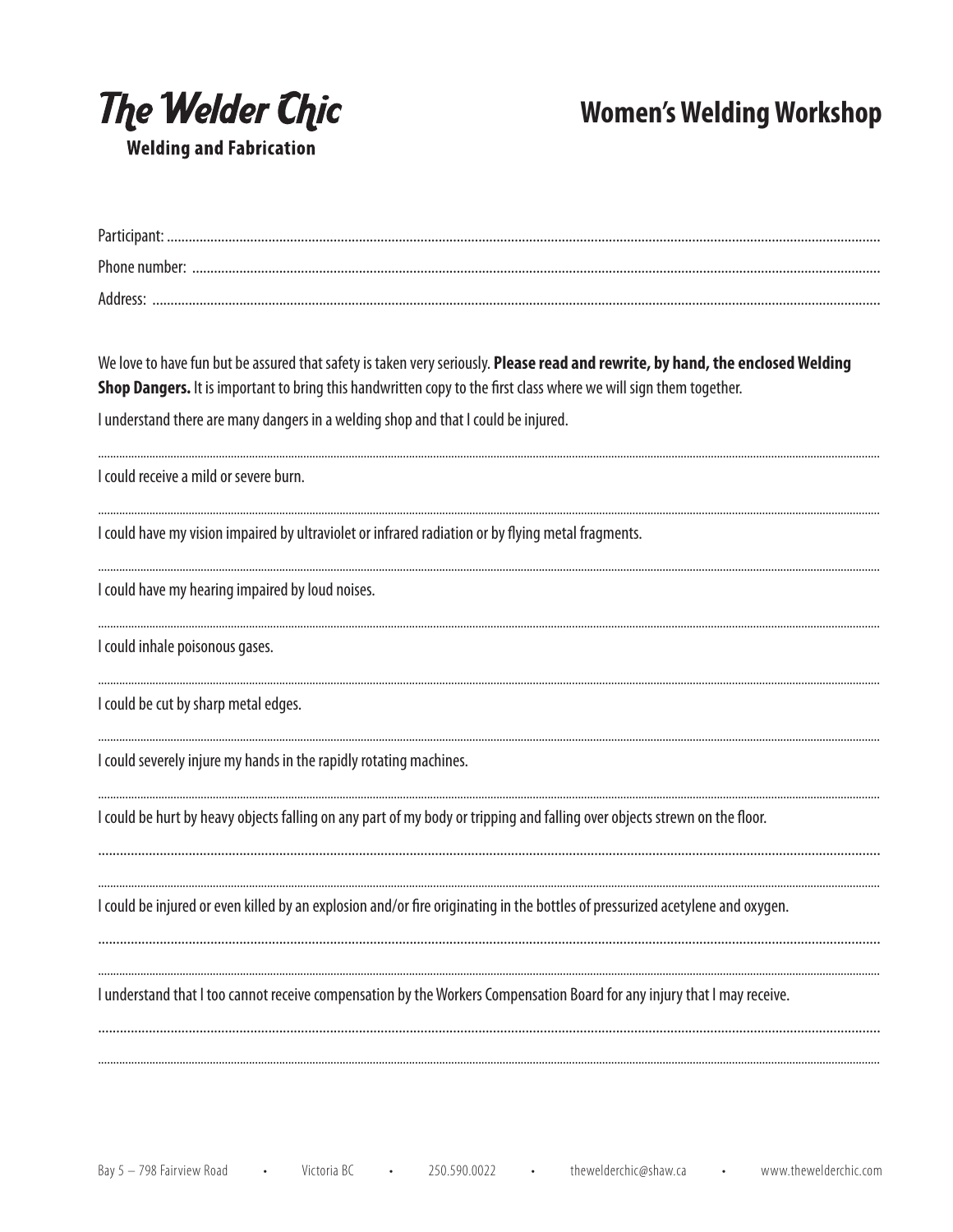# The Welder Chic

**Welding and Fabrication**

## Women's Welding Workshop

Participant: ..............................................................................................................

Phone number: ..............................................................................................................

Address: ..............................................................................................................

We love to have fun but be assured that safety is taken very seriously. **Please read and rewrite, by hand, the enclosed Welding Shop Dangers.** It is important to bring this handwritten copy to the first class where we will sign them together.

I understand there are many dangers in a welding shop and that I could be injured.

..............................................................................................................

I could receive a mild or severe burn.

..............................................................................................................

I could have my vision impaired by ultraviolet or infrared radiation or by flying metal fragments.

..............................................................................................................

I could have my hearing impaired by loud noises.

..............................................................................................................

I could inhale poisonous gases.

..............................................................................................................

I could be cut by sharp metal edges.

..............................................................................................................

I could severely injure my hands in the rapidly rotating machines.

..............................................................................................................

I could be hurt by heavy objects falling on any part of my body or tripping and falling over objects strewn on the floor.

..............................................................................................................

..............................................................................................................

I could be injured or even killed by an explosion and/or fire originating in the bottles of pressurized acetylene and oxygen.

..............................................................................................................

..............................................................................................................

I understand that I too cannot receive compensation by the Workers Compensation Board for any injury that I may receive.

..............................................................................................................

..............................................................................................................

Bay 5 – 798 Fairview Road • Victoria BC • 250.590.0022 • thewelderchic@shaw.ca • www.thewelderchic.com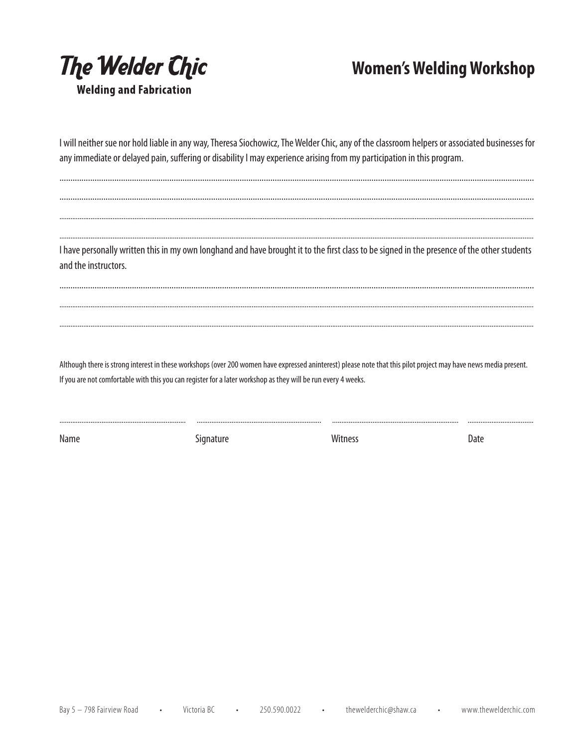**The Welder Chic**
**Welding and Fabrication**

# Women's Welding Workshop

I will neither sue nor hold liable in any way, Theresa Siochowicz, The Welder Chic, any of the classroom helpers or associated businesses for any immediate or delayed pain, suffering or disability I may experience arising from my participation in this program.

...........................................................................................................................................................................

...........................................................................................................................................................................

...........................................................................................................................................................................

...........................................................................................................................................................................

I have personally written this in my own longhand and have brought it to the first class to be signed in the presence of the other students and the instructors.

...........................................................................................................................................................................

...........................................................................................................................................................................

...........................................................................................................................................................................

Although there is strong interest in these workshops (over 200 women have expressed aninterest) please note that this pilot project may have news media present. If you are not comfortable with this you can register for a later workshop as they will be run every 4 weeks.

| Name | Signature | Witness | Date |
| --- | --- | --- | --- |
| ........................ | ........................ | ........................ | ............ |

Bay 5 – 798 Fairview Road • Victoria BC • 250.590.0022 • thewelderchic@shaw.ca • www.thewelderchic.com